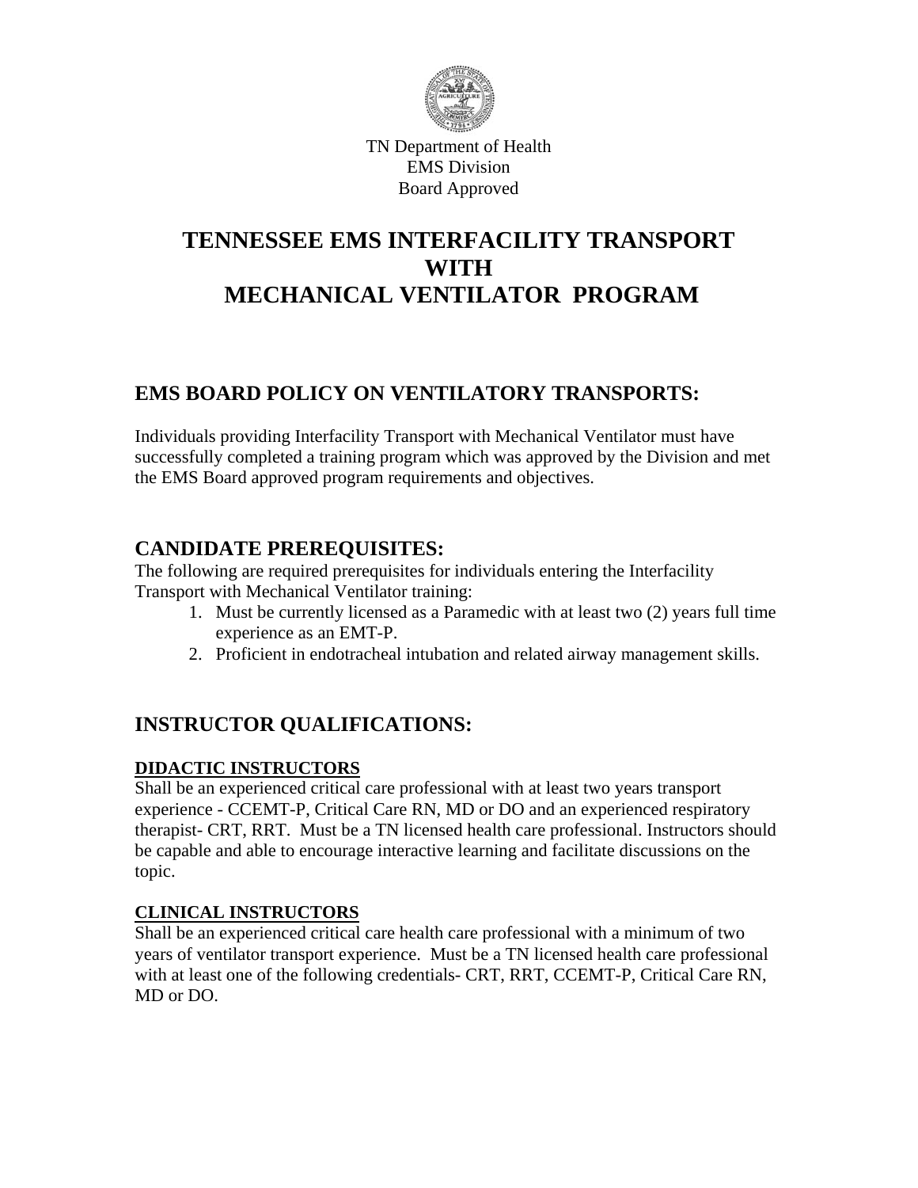TN Department of Health
EMS Division
Board Approved

# TENNESSEE EMS INTERFACILITY TRANSPORT WITH MECHANICAL VENTILATOR PROGRAM

## EMS BOARD POLICY ON VENTILATORY TRANSPORTS:

Individuals providing Interfacility Transport with Mechanical Ventilator must have successfully completed a training program which was approved by the Division and met the EMS Board approved program requirements and objectives.

## CANDIDATE PREREQUISITES:

The following are required prerequisites for individuals entering the Interfacility Transport with Mechanical Ventilator training:

1. Must be currently licensed as a Paramedic with at least two (2) years full time experience as an EMT-P.
2. Proficient in endotracheal intubation and related airway management skills.

## INSTRUCTOR QUALIFICATIONS:

### DIDACTIC INSTRUCTORS

Shall be an experienced critical care professional with at least two years transport experience - CCEMT-P, Critical Care RN, MD or DO and an experienced respiratory therapist- CRT, RRT. Must be a TN licensed health care professional. Instructors should be capable and able to encourage interactive learning and facilitate discussions on the topic.

### CLINICAL INSTRUCTORS

Shall be an experienced critical care health care professional with a minimum of two years of ventilator transport experience. Must be a TN licensed health care professional with at least one of the following credentials- CRT, RRT, CCEMT-P, Critical Care RN, MD or DO.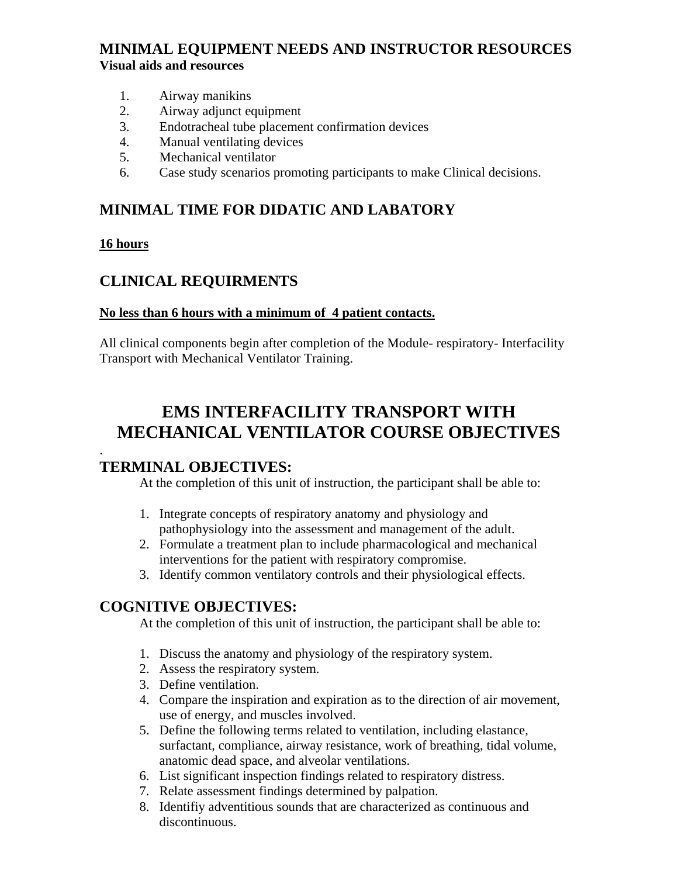## MINIMAL EQUIPMENT NEEDS AND INSTRUCTOR RESOURCES

**Visual aids and resources**

1. Airway manikins
2. Airway adjunct equipment
3. Endotracheal tube placement confirmation devices
4. Manual ventilating devices
5. Mechanical ventilator
6. Case study scenarios promoting participants to make Clinical decisions.

## MINIMAL TIME FOR DIDATIC AND LABATORY

**16 hours**

## CLINICAL REQUIRMENTS

**No less than 6 hours with a minimum of 4 patient contacts.**

All clinical components begin after completion of the Module- respiratory- Interfacility Transport with Mechanical Ventilator Training.

# EMS INTERFACILITY TRANSPORT WITH MECHANICAL VENTILATOR COURSE OBJECTIVES

.

## TERMINAL OBJECTIVES:

At the completion of this unit of instruction, the participant shall be able to:

1. Integrate concepts of respiratory anatomy and physiology and pathophysiology into the assessment and management of the adult.
2. Formulate a treatment plan to include pharmacological and mechanical interventions for the patient with respiratory compromise.
3. Identify common ventilatory controls and their physiological effects.

## COGNITIVE OBJECTIVES:

At the completion of this unit of instruction, the participant shall be able to:

1. Discuss the anatomy and physiology of the respiratory system.
2. Assess the respiratory system.
3. Define ventilation.
4. Compare the inspiration and expiration as to the direction of air movement, use of energy, and muscles involved.
5. Define the following terms related to ventilation, including elastance, surfactant, compliance, airway resistance, work of breathing, tidal volume, anatomic dead space, and alveolar ventilations.
6. List significant inspection findings related to respiratory distress.
7. Relate assessment findings determined by palpation.
8. Identifiy adventitious sounds that are characterized as continuous and discontinuous.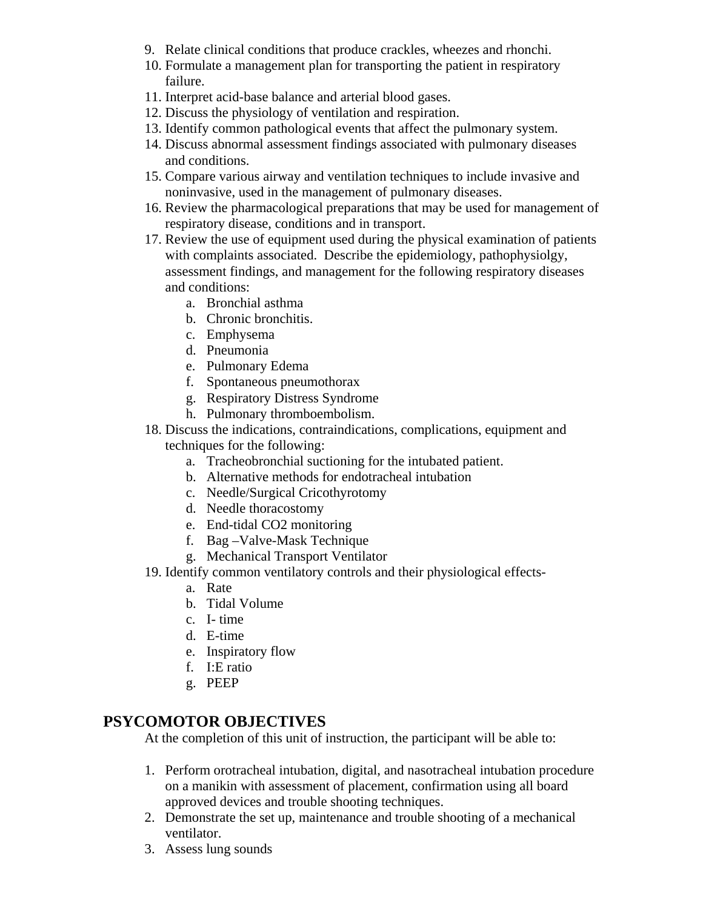9. Relate clinical conditions that produce crackles, wheezes and rhonchi.
10. Formulate a management plan for transporting the patient in respiratory failure.
11. Interpret acid-base balance and arterial blood gases.
12. Discuss the physiology of ventilation and respiration.
13. Identify common pathological events that affect the pulmonary system.
14. Discuss abnormal assessment findings associated with pulmonary diseases and conditions.
15. Compare various airway and ventilation techniques to include invasive and noninvasive, used in the management of pulmonary diseases.
16. Review the pharmacological preparations that may be used for management of respiratory disease, conditions and in transport.
17. Review the use of equipment used during the physical examination of patients with complaints associated. Describe the epidemiology, pathophysiolgy, assessment findings, and management for the following respiratory diseases and conditions:
    a. Bronchial asthma
    b. Chronic bronchitis.
    c. Emphysema
    d. Pneumonia
    e. Pulmonary Edema
    f. Spontaneous pneumothorax
    g. Respiratory Distress Syndrome
    h. Pulmonary thromboembolism.
18. Discuss the indications, contraindications, complications, equipment and techniques for the following:
    a. Tracheobronchial suctioning for the intubated patient.
    b. Alternative methods for endotracheal intubation
    c. Needle/Surgical Cricothyrotomy
    d. Needle thoracostomy
    e. End-tidal CO2 monitoring
    f. Bag –Valve-Mask Technique
    g. Mechanical Transport Ventilator
19. Identify common ventilatory controls and their physiological effects-
    a. Rate
    b. Tidal Volume
    c. I- time
    d. E-time
    e. Inspiratory flow
    f. I:E ratio
    g. PEEP

## PSYCOMOTOR OBJECTIVES

At the completion of this unit of instruction, the participant will be able to:

1. Perform orotracheal intubation, digital, and nasotracheal intubation procedure on a manikin with assessment of placement, confirmation using all board approved devices and trouble shooting techniques.
2. Demonstrate the set up, maintenance and trouble shooting of a mechanical ventilator.
3. Assess lung sounds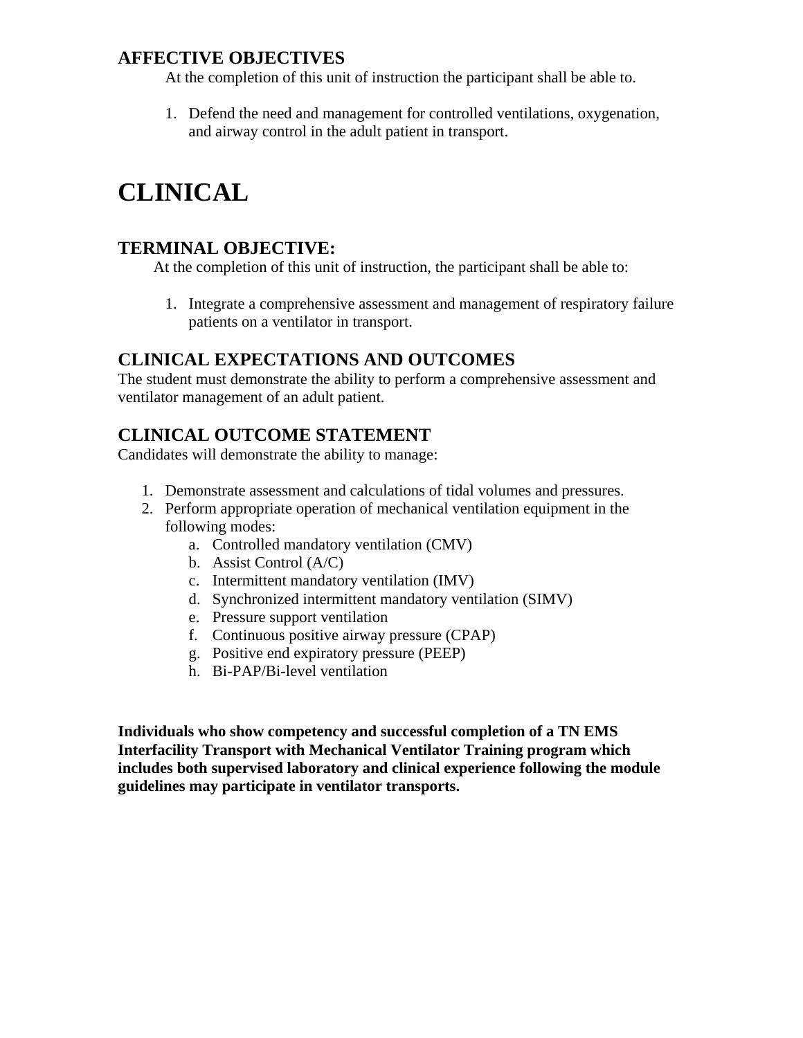## AFFECTIVE OBJECTIVES

At the completion of this unit of instruction the participant shall be able to.

1. Defend the need and management for controlled ventilations, oxygenation, and airway control in the adult patient in transport.

# CLINICAL

## TERMINAL OBJECTIVE:

At the completion of this unit of instruction, the participant shall be able to:

1. Integrate a comprehensive assessment and management of respiratory failure patients on a ventilator in transport.

## CLINICAL EXPECTATIONS AND OUTCOMES

The student must demonstrate the ability to perform a comprehensive assessment and ventilator management of an adult patient.

## CLINICAL OUTCOME STATEMENT

Candidates will demonstrate the ability to manage:

1. Demonstrate assessment and calculations of tidal volumes and pressures.
2. Perform appropriate operation of mechanical ventilation equipment in the following modes:
   a. Controlled mandatory ventilation (CMV)
   b. Assist Control (A/C)
   c. Intermittent mandatory ventilation (IMV)
   d. Synchronized intermittent mandatory ventilation (SIMV)
   e. Pressure support ventilation
   f. Continuous positive airway pressure (CPAP)
   g. Positive end expiratory pressure (PEEP)
   h. Bi-PAP/Bi-level ventilation

**Individuals who show competency and successful completion of a TN EMS Interfacility Transport with Mechanical Ventilator Training program which includes both supervised laboratory and clinical experience following the module guidelines may participate in ventilator transports.**